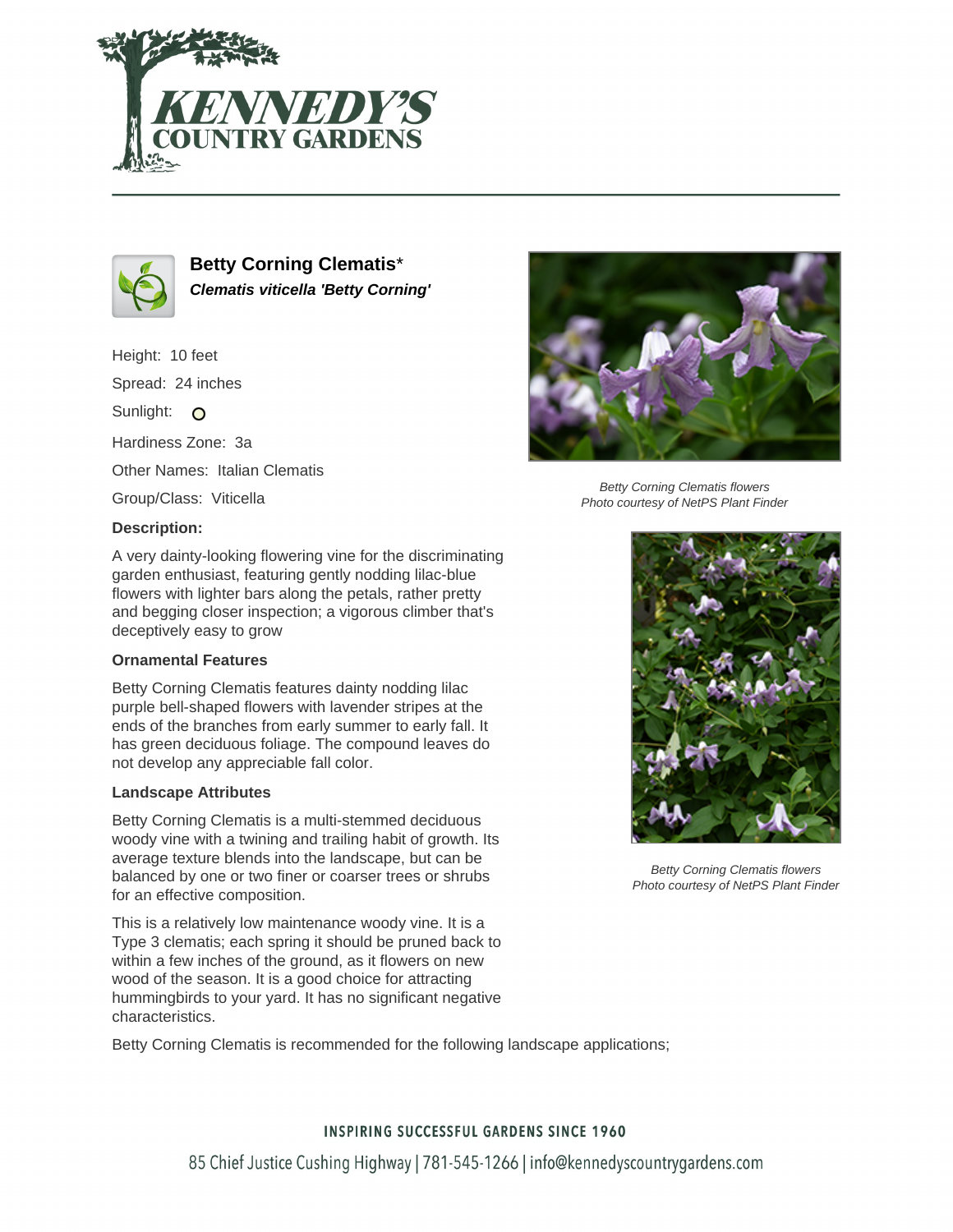# Betty Corning Clematis*

***Clematis viticella 'Betty Corning'***

Height: 10 feet

Spread: 24 inches

Sunlight:

Hardiness Zone: 3a

Other Names: Italian Clematis

Group/Class: Viticella

### Description:

A very dainty-looking flowering vine for the discriminating garden enthusiast, featuring gently nodding lilac-blue flowers with lighter bars along the petals, rather pretty and begging closer inspection; a vigorous climber that's deceptively easy to grow

### Ornamental Features

Betty Corning Clematis features dainty nodding lilac purple bell-shaped flowers with lavender stripes at the ends of the branches from early summer to early fall. It has green deciduous foliage. The compound leaves do not develop any appreciable fall color.

### Landscape Attributes

Betty Corning Clematis is a multi-stemmed deciduous woody vine with a twining and trailing habit of growth. Its average texture blends into the landscape, but can be balanced by one or two finer or coarser trees or shrubs for an effective composition.

This is a relatively low maintenance woody vine. It is a Type 3 clematis; each spring it should be pruned back to within a few inches of the ground, as it flowers on new wood of the season. It is a good choice for attracting hummingbirds to your yard. It has no significant negative characteristics.

Betty Corning Clematis is recommended for the following landscape applications;

*Betty Corning Clematis flowers*
*Photo courtesy of NetPS Plant Finder*

*Betty Corning Clematis flowers*
*Photo courtesy of NetPS Plant Finder*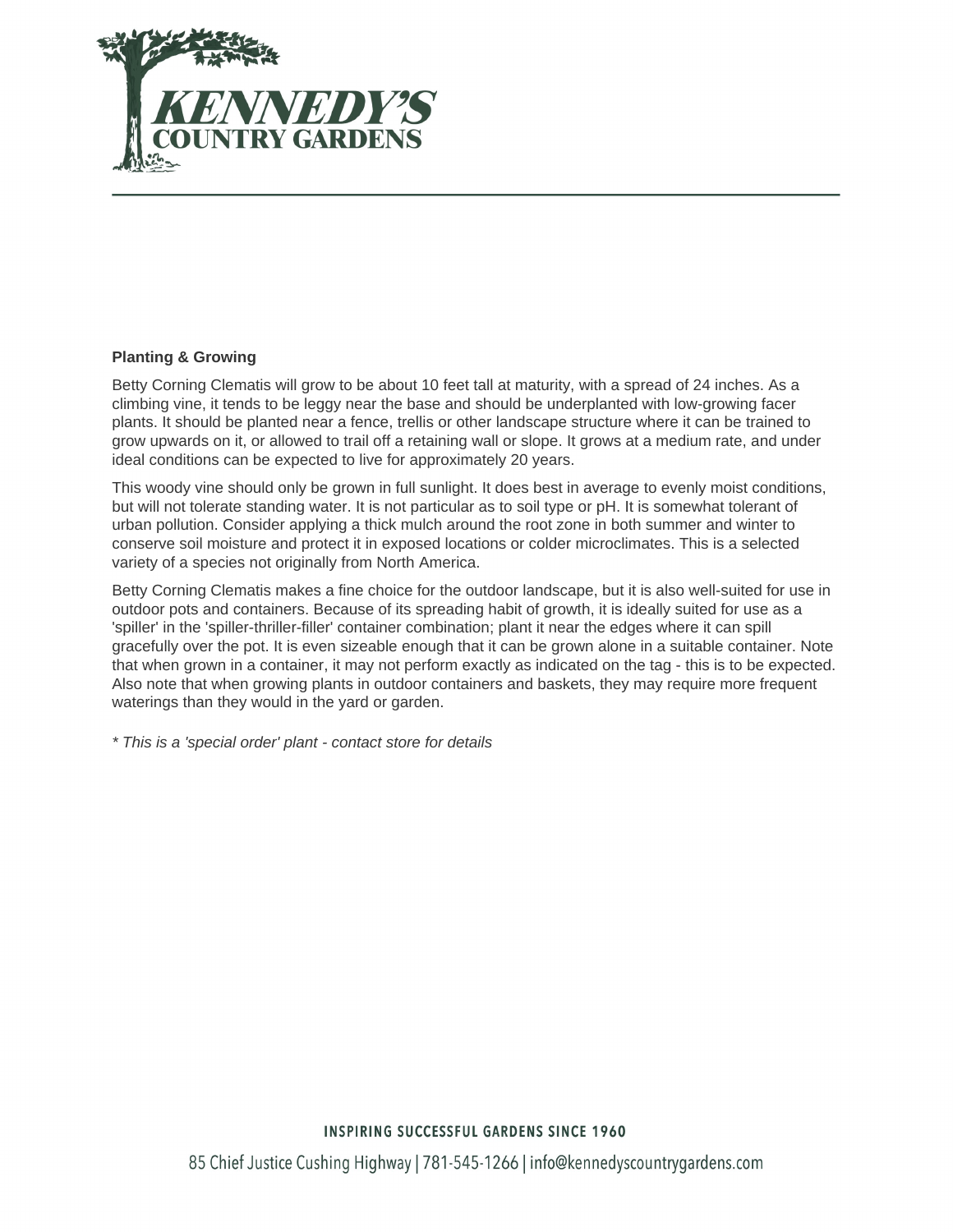**Planting & Growing**

Betty Corning Clematis will grow to be about 10 feet tall at maturity, with a spread of 24 inches. As a climbing vine, it tends to be leggy near the base and should be underplanted with low-growing facer plants. It should be planted near a fence, trellis or other landscape structure where it can be trained to grow upwards on it, or allowed to trail off a retaining wall or slope. It grows at a medium rate, and under ideal conditions can be expected to live for approximately 20 years.

This woody vine should only be grown in full sunlight. It does best in average to evenly moist conditions, but will not tolerate standing water. It is not particular as to soil type or pH. It is somewhat tolerant of urban pollution. Consider applying a thick mulch around the root zone in both summer and winter to conserve soil moisture and protect it in exposed locations or colder microclimates. This is a selected variety of a species not originally from North America.

Betty Corning Clematis makes a fine choice for the outdoor landscape, but it is also well-suited for use in outdoor pots and containers. Because of its spreading habit of growth, it is ideally suited for use as a 'spiller' in the 'spiller-thriller-filler' container combination; plant it near the edges where it can spill gracefully over the pot. It is even sizeable enough that it can be grown alone in a suitable container. Note that when grown in a container, it may not perform exactly as indicated on the tag - this is to be expected. Also note that when growing plants in outdoor containers and baskets, they may require more frequent waterings than they would in the yard or garden.

*\* This is a 'special order' plant - contact store for details*